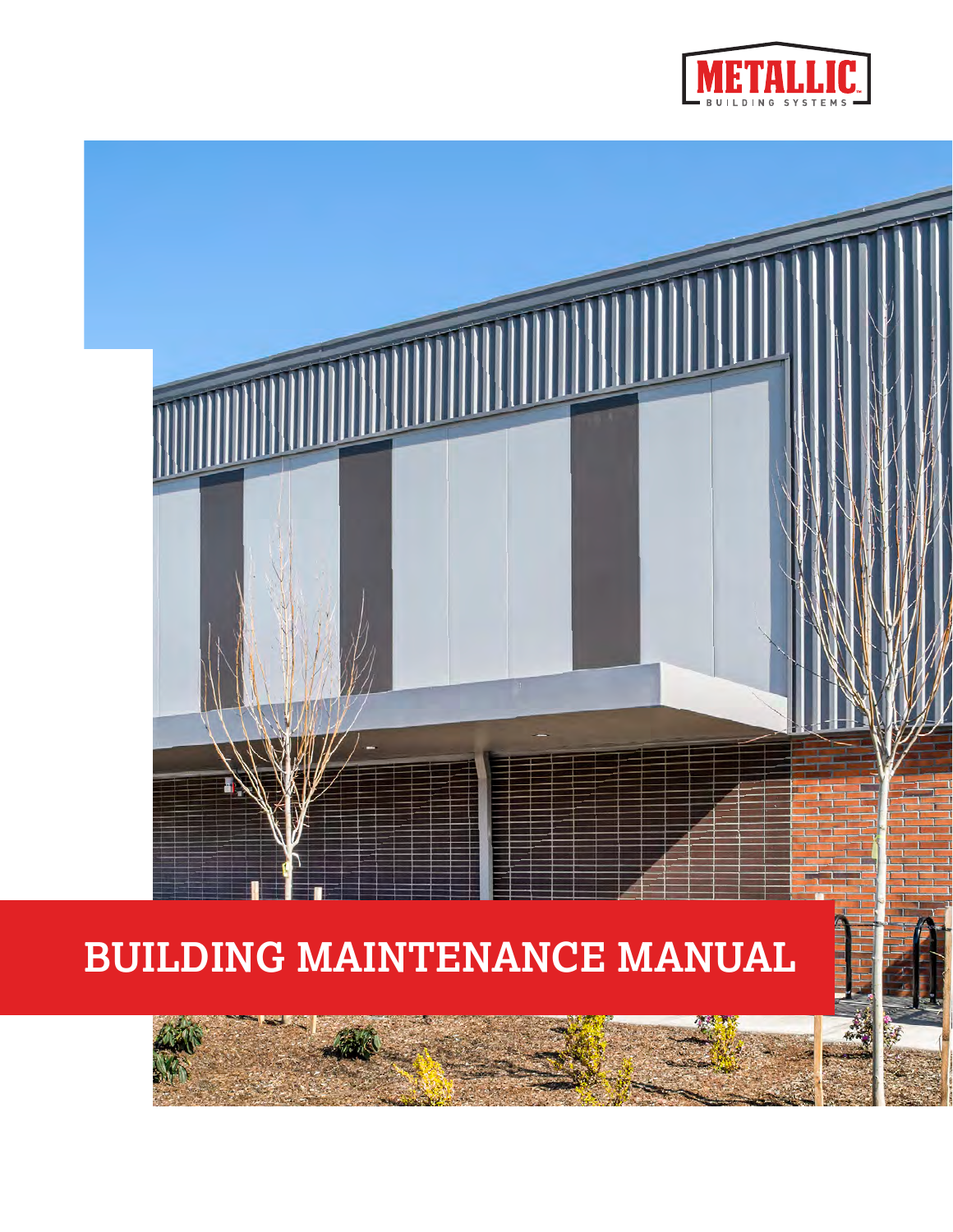METALLIC

BUILDING SYSTEMS

# BUILDING MAINTENANCE MANUAL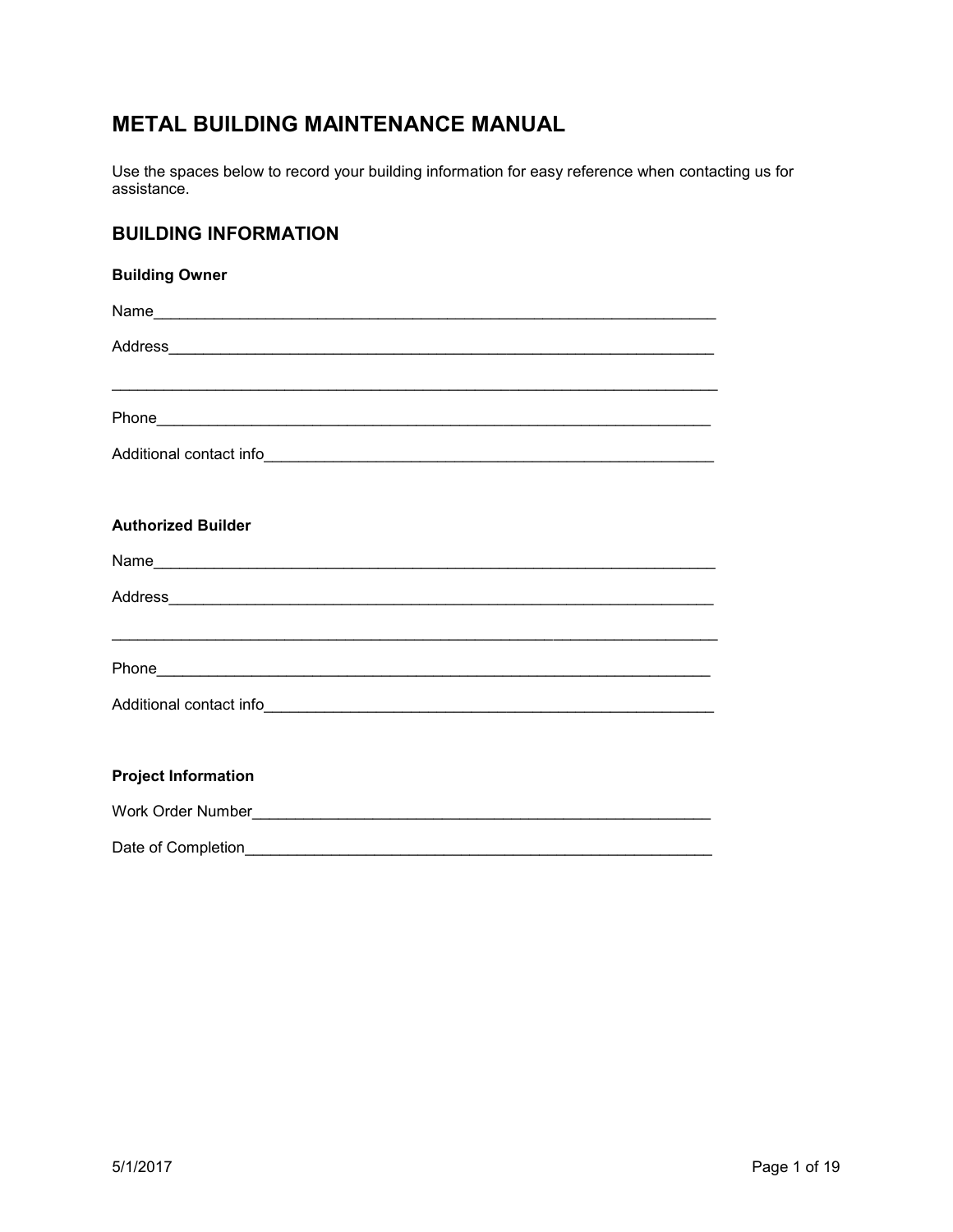# METAL BUILDING MAINTENANCE MANUAL

Use the spaces below to record your building information for easy reference when contacting us for assistance.

## BUILDING INFORMATION

**Building Owner**

Name_______________________________________________________________

Address_____________________________________________________________

___________________________________________________________________

Phone______________________________________________________________

Additional contact info__________________________________________________

**Authorized Builder**

Name_______________________________________________________________

Address_____________________________________________________________

___________________________________________________________________

Phone______________________________________________________________

Additional contact info__________________________________________________

**Project Information**

Work Order Number____________________________________________________

Date of Completion____________________________________________________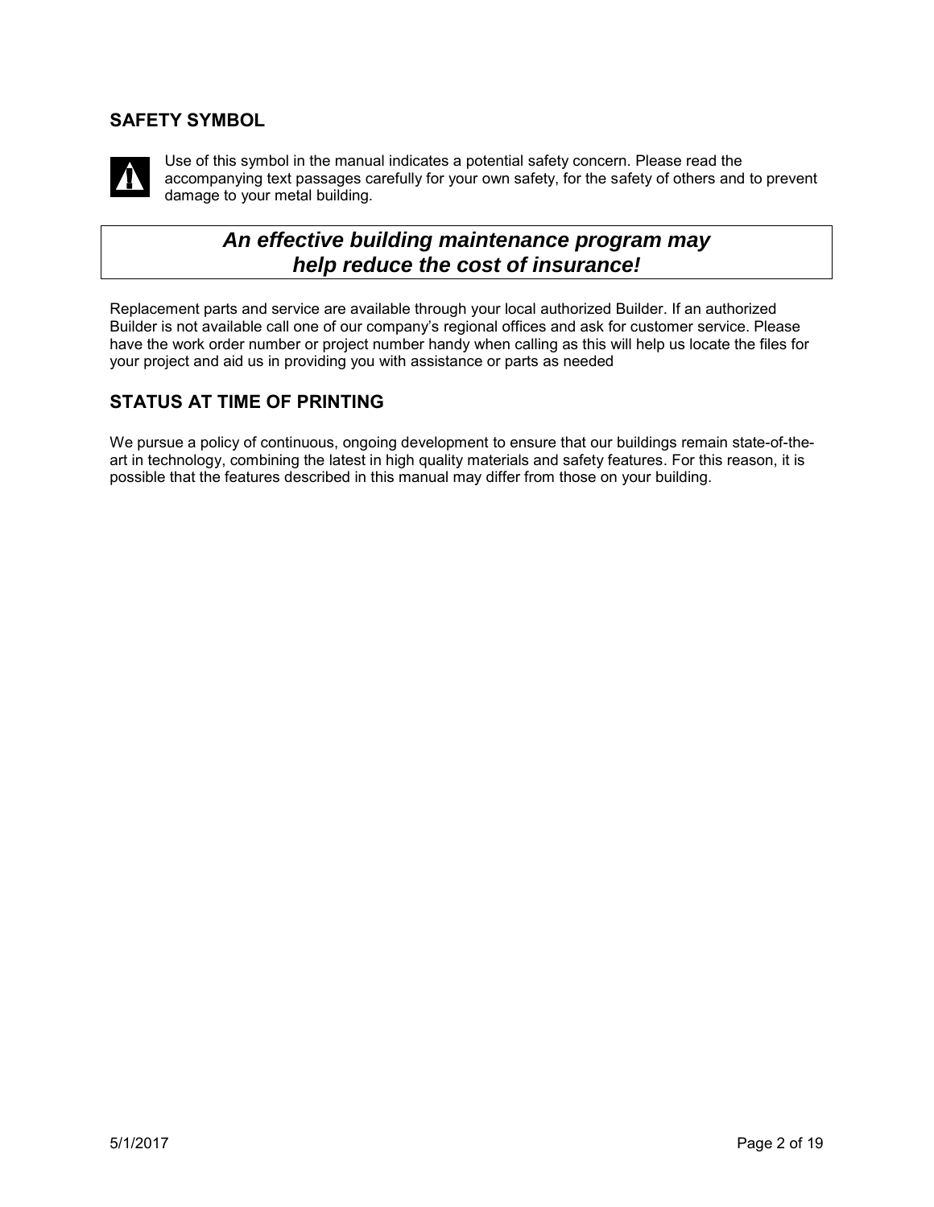## SAFETY SYMBOL

Use of this symbol in the manual indicates a potential safety concern. Please read the accompanying text passages carefully for your own safety, for the safety of others and to prevent damage to your metal building.

***An effective building maintenance program may help reduce the cost of insurance!***

Replacement parts and service are available through your local authorized Builder. If an authorized Builder is not available call one of our company's regional offices and ask for customer service. Please have the work order number or project number handy when calling as this will help us locate the files for your project and aid us in providing you with assistance or parts as needed

## STATUS AT TIME OF PRINTING

We pursue a policy of continuous, ongoing development to ensure that our buildings remain state-of-the-art in technology, combining the latest in high quality materials and safety features. For this reason, it is possible that the features described in this manual may differ from those on your building.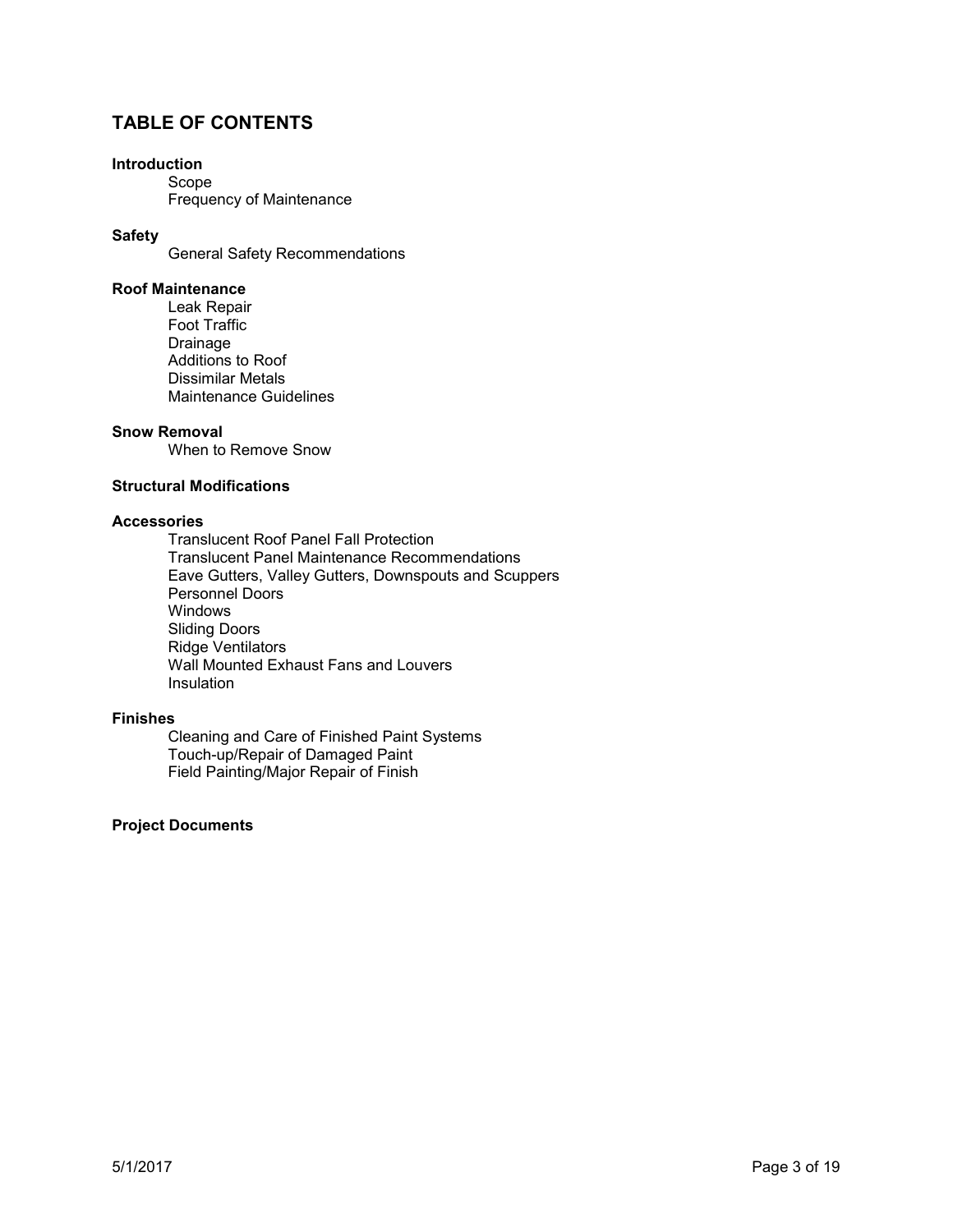# TABLE OF CONTENTS

**Introduction**
- Scope
- Frequency of Maintenance

**Safety**
- General Safety Recommendations

**Roof Maintenance**
- Leak Repair
- Foot Traffic
- Drainage
- Additions to Roof
- Dissimilar Metals
- Maintenance Guidelines

**Snow Removal**
- When to Remove Snow

**Structural Modifications**

**Accessories**
- Translucent Roof Panel Fall Protection
- Translucent Panel Maintenance Recommendations
- Eave Gutters, Valley Gutters, Downspouts and Scuppers
- Personnel Doors
- Windows
- Sliding Doors
- Ridge Ventilators
- Wall Mounted Exhaust Fans and Louvers
- Insulation

**Finishes**
- Cleaning and Care of Finished Paint Systems
- Touch-up/Repair of Damaged Paint
- Field Painting/Major Repair of Finish

**Project Documents**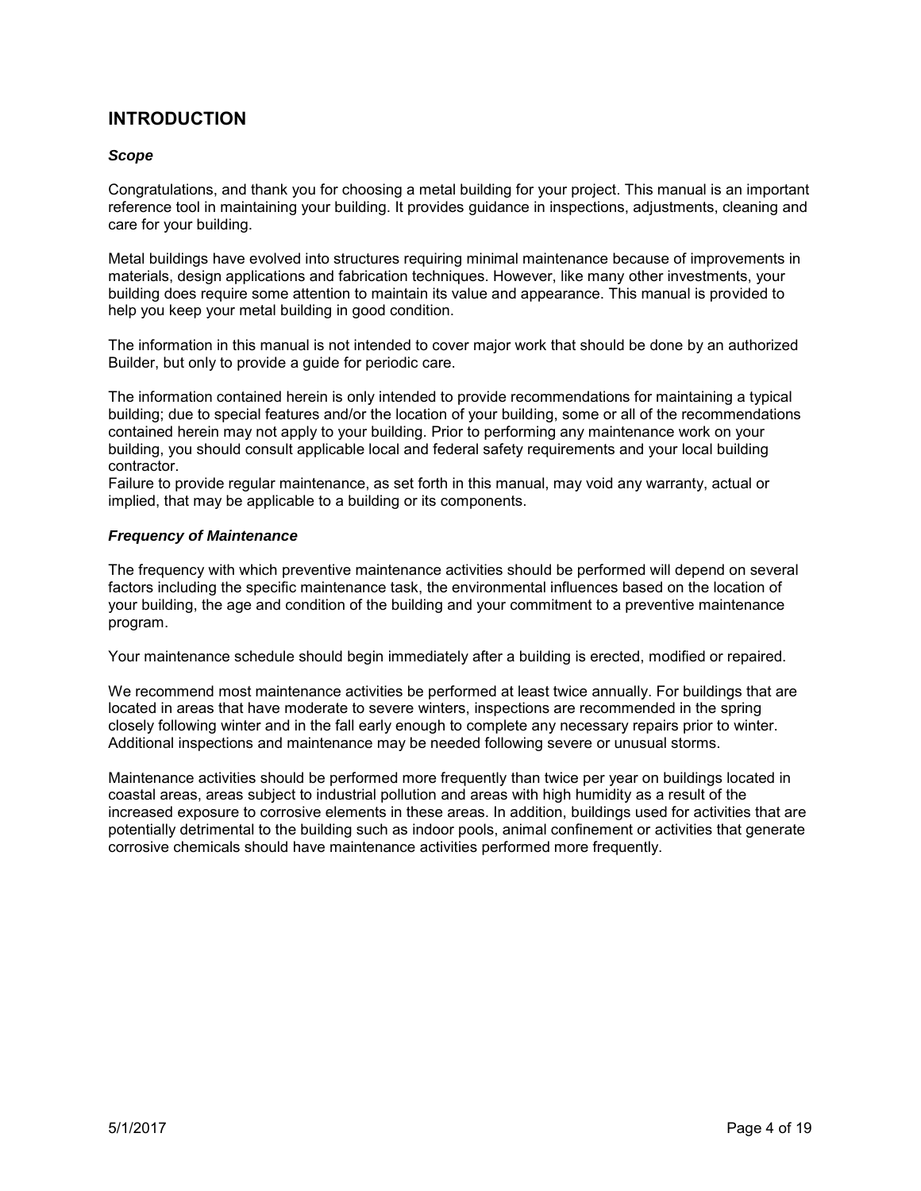## INTRODUCTION

### *Scope*

Congratulations, and thank you for choosing a metal building for your project. This manual is an important reference tool in maintaining your building. It provides guidance in inspections, adjustments, cleaning and care for your building.

Metal buildings have evolved into structures requiring minimal maintenance because of improvements in materials, design applications and fabrication techniques. However, like many other investments, your building does require some attention to maintain its value and appearance. This manual is provided to help you keep your metal building in good condition.

The information in this manual is not intended to cover major work that should be done by an authorized Builder, but only to provide a guide for periodic care.

The information contained herein is only intended to provide recommendations for maintaining a typical building; due to special features and/or the location of your building, some or all of the recommendations contained herein may not apply to your building. Prior to performing any maintenance work on your building, you should consult applicable local and federal safety requirements and your local building contractor.
Failure to provide regular maintenance, as set forth in this manual, may void any warranty, actual or implied, that may be applicable to a building or its components.

### *Frequency of Maintenance*

The frequency with which preventive maintenance activities should be performed will depend on several factors including the specific maintenance task, the environmental influences based on the location of your building, the age and condition of the building and your commitment to a preventive maintenance program.

Your maintenance schedule should begin immediately after a building is erected, modified or repaired.

We recommend most maintenance activities be performed at least twice annually. For buildings that are located in areas that have moderate to severe winters, inspections are recommended in the spring closely following winter and in the fall early enough to complete any necessary repairs prior to winter. Additional inspections and maintenance may be needed following severe or unusual storms.

Maintenance activities should be performed more frequently than twice per year on buildings located in coastal areas, areas subject to industrial pollution and areas with high humidity as a result of the increased exposure to corrosive elements in these areas. In addition, buildings used for activities that are potentially detrimental to the building such as indoor pools, animal confinement or activities that generate corrosive chemicals should have maintenance activities performed more frequently.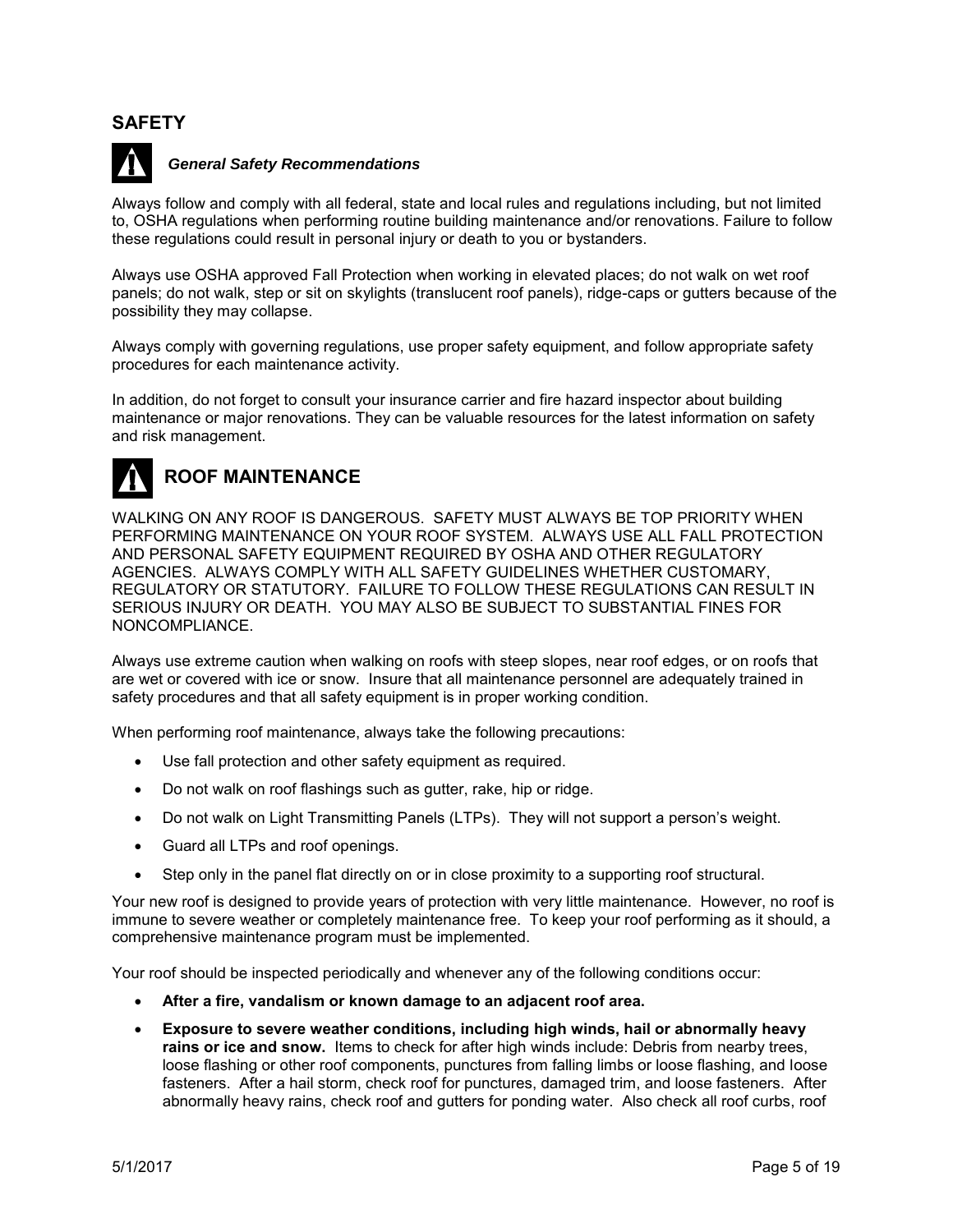## SAFETY

### *General Safety Recommendations*

Always follow and comply with all federal, state and local rules and regulations including, but not limited to, OSHA regulations when performing routine building maintenance and/or renovations. Failure to follow these regulations could result in personal injury or death to you or bystanders.

Always use OSHA approved Fall Protection when working in elevated places; do not walk on wet roof panels; do not walk, step or sit on skylights (translucent roof panels), ridge-caps or gutters because of the possibility they may collapse.

Always comply with governing regulations, use proper safety equipment, and follow appropriate safety procedures for each maintenance activity.

In addition, do not forget to consult your insurance carrier and fire hazard inspector about building maintenance or major renovations. They can be valuable resources for the latest information on safety and risk management.

## ROOF MAINTENANCE

WALKING ON ANY ROOF IS DANGEROUS. SAFETY MUST ALWAYS BE TOP PRIORITY WHEN PERFORMING MAINTENANCE ON YOUR ROOF SYSTEM. ALWAYS USE ALL FALL PROTECTION AND PERSONAL SAFETY EQUIPMENT REQUIRED BY OSHA AND OTHER REGULATORY AGENCIES. ALWAYS COMPLY WITH ALL SAFETY GUIDELINES WHETHER CUSTOMARY, REGULATORY OR STATUTORY. FAILURE TO FOLLOW THESE REGULATIONS CAN RESULT IN SERIOUS INJURY OR DEATH. YOU MAY ALSO BE SUBJECT TO SUBSTANTIAL FINES FOR NONCOMPLIANCE.

Always use extreme caution when walking on roofs with steep slopes, near roof edges, or on roofs that are wet or covered with ice or snow. Insure that all maintenance personnel are adequately trained in safety procedures and that all safety equipment is in proper working condition.

When performing roof maintenance, always take the following precautions:

- Use fall protection and other safety equipment as required.
- Do not walk on roof flashings such as gutter, rake, hip or ridge.
- Do not walk on Light Transmitting Panels (LTPs). They will not support a person's weight.
- Guard all LTPs and roof openings.
- Step only in the panel flat directly on or in close proximity to a supporting roof structural.

Your new roof is designed to provide years of protection with very little maintenance. However, no roof is immune to severe weather or completely maintenance free. To keep your roof performing as it should, a comprehensive maintenance program must be implemented.

Your roof should be inspected periodically and whenever any of the following conditions occur:

- **After a fire, vandalism or known damage to an adjacent roof area.**
- **Exposure to severe weather conditions, including high winds, hail or abnormally heavy rains or ice and snow.** Items to check for after high winds include: Debris from nearby trees, loose flashing or other roof components, punctures from falling limbs or loose flashing, and loose fasteners. After a hail storm, check roof for punctures, damaged trim, and loose fasteners. After abnormally heavy rains, check roof and gutters for ponding water. Also check all roof curbs, roof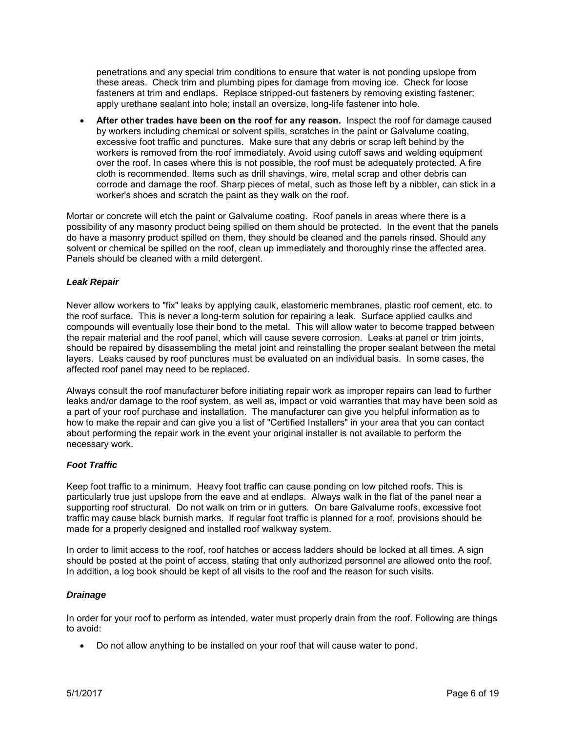penetrations and any special trim conditions to ensure that water is not ponding upslope from these areas. Check trim and plumbing pipes for damage from moving ice. Check for loose fasteners at trim and endlaps. Replace stripped-out fasteners by removing existing fastener; apply urethane sealant into hole; install an oversize, long-life fastener into hole.

- **After other trades have been on the roof for any reason.** Inspect the roof for damage caused by workers including chemical or solvent spills, scratches in the paint or Galvalume coating, excessive foot traffic and punctures. Make sure that any debris or scrap left behind by the workers is removed from the roof immediately. Avoid using cutoff saws and welding equipment over the roof. In cases where this is not possible, the roof must be adequately protected. A fire cloth is recommended. Items such as drill shavings, wire, metal scrap and other debris can corrode and damage the roof. Sharp pieces of metal, such as those left by a nibbler, can stick in a worker's shoes and scratch the paint as they walk on the roof.

Mortar or concrete will etch the paint or Galvalume coating. Roof panels in areas where there is a possibility of any masonry product being spilled on them should be protected. In the event that the panels do have a masonry product spilled on them, they should be cleaned and the panels rinsed. Should any solvent or chemical be spilled on the roof, clean up immediately and thoroughly rinse the affected area. Panels should be cleaned with a mild detergent.

### ***Leak Repair***

Never allow workers to "fix" leaks by applying caulk, elastomeric membranes, plastic roof cement, etc. to the roof surface. This is never a long-term solution for repairing a leak. Surface applied caulks and compounds will eventually lose their bond to the metal. This will allow water to become trapped between the repair material and the roof panel, which will cause severe corrosion. Leaks at panel or trim joints, should be repaired by disassembling the metal joint and reinstalling the proper sealant between the metal layers. Leaks caused by roof punctures must be evaluated on an individual basis. In some cases, the affected roof panel may need to be replaced.

Always consult the roof manufacturer before initiating repair work as improper repairs can lead to further leaks and/or damage to the roof system, as well as, impact or void warranties that may have been sold as a part of your roof purchase and installation. The manufacturer can give you helpful information as to how to make the repair and can give you a list of "Certified Installers" in your area that you can contact about performing the repair work in the event your original installer is not available to perform the necessary work.

### ***Foot Traffic***

Keep foot traffic to a minimum. Heavy foot traffic can cause ponding on low pitched roofs. This is particularly true just upslope from the eave and at endlaps. Always walk in the flat of the panel near a supporting roof structural. Do not walk on trim or in gutters. On bare Galvalume roofs, excessive foot traffic may cause black burnish marks. If regular foot traffic is planned for a roof, provisions should be made for a properly designed and installed roof walkway system.

In order to limit access to the roof, roof hatches or access ladders should be locked at all times. A sign should be posted at the point of access, stating that only authorized personnel are allowed onto the roof. In addition, a log book should be kept of all visits to the roof and the reason for such visits.

### ***Drainage***

In order for your roof to perform as intended, water must properly drain from the roof. Following are things to avoid:

- Do not allow anything to be installed on your roof that will cause water to pond.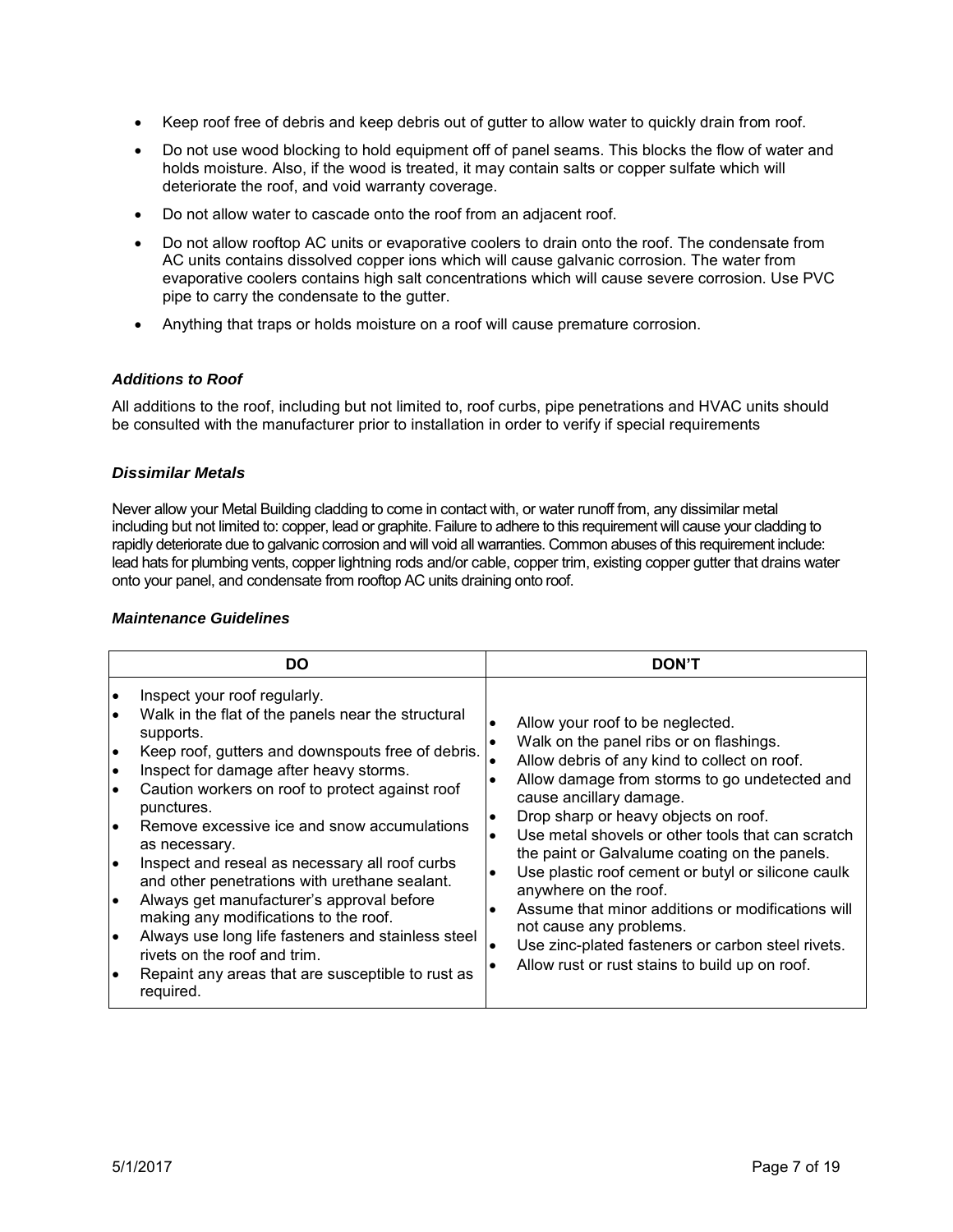- Keep roof free of debris and keep debris out of gutter to allow water to quickly drain from roof.
- Do not use wood blocking to hold equipment off of panel seams. This blocks the flow of water and holds moisture. Also, if the wood is treated, it may contain salts or copper sulfate which will deteriorate the roof, and void warranty coverage.
- Do not allow water to cascade onto the roof from an adjacent roof.
- Do not allow rooftop AC units or evaporative coolers to drain onto the roof. The condensate from AC units contains dissolved copper ions which will cause galvanic corrosion. The water from evaporative coolers contains high salt concentrations which will cause severe corrosion. Use PVC pipe to carry the condensate to the gutter.
- Anything that traps or holds moisture on a roof will cause premature corrosion.

#### *Additions to Roof*

All additions to the roof, including but not limited to, roof curbs, pipe penetrations and HVAC units should be consulted with the manufacturer prior to installation in order to verify if special requirements

#### *Dissimilar Metals*

Never allow your Metal Building cladding to come in contact with, or water runoff from, any dissimilar metal including but not limited to: copper, lead or graphite. Failure to adhere to this requirement will cause your cladding to rapidly deteriorate due to galvanic corrosion and will void all warranties. Common abuses of this requirement include: lead hats for plumbing vents, copper lightning rods and/or cable, copper trim, existing copper gutter that drains water onto your panel, and condensate from rooftop AC units draining onto roof.

#### *Maintenance Guidelines*

| DO | DON'T |
|---|---|
| • Inspect your roof regularly.<br>• Walk in the flat of the panels near the structural supports.<br>• Keep roof, gutters and downspouts free of debris.<br>• Inspect for damage after heavy storms.<br>• Caution workers on roof to protect against roof punctures.<br>• Remove excessive ice and snow accumulations as necessary.<br>• Inspect and reseal as necessary all roof curbs and other penetrations with urethane sealant.<br>• Always get manufacturer's approval before making any modifications to the roof.<br>• Always use long life fasteners and stainless steel rivets on the roof and trim.<br>• Repaint any areas that are susceptible to rust as required. | • Allow your roof to be neglected.<br>• Walk on the panel ribs or on flashings.<br>• Allow debris of any kind to collect on roof.<br>• Allow damage from storms to go undetected and cause ancillary damage.<br>• Drop sharp or heavy objects on roof.<br>• Use metal shovels or other tools that can scratch the paint or Galvalume coating on the panels.<br>• Use plastic roof cement or butyl or silicone caulk anywhere on the roof.<br>• Assume that minor additions or modifications will not cause any problems.<br>• Use zinc-plated fasteners or carbon steel rivets.<br>• Allow rust or rust stains to build up on roof. |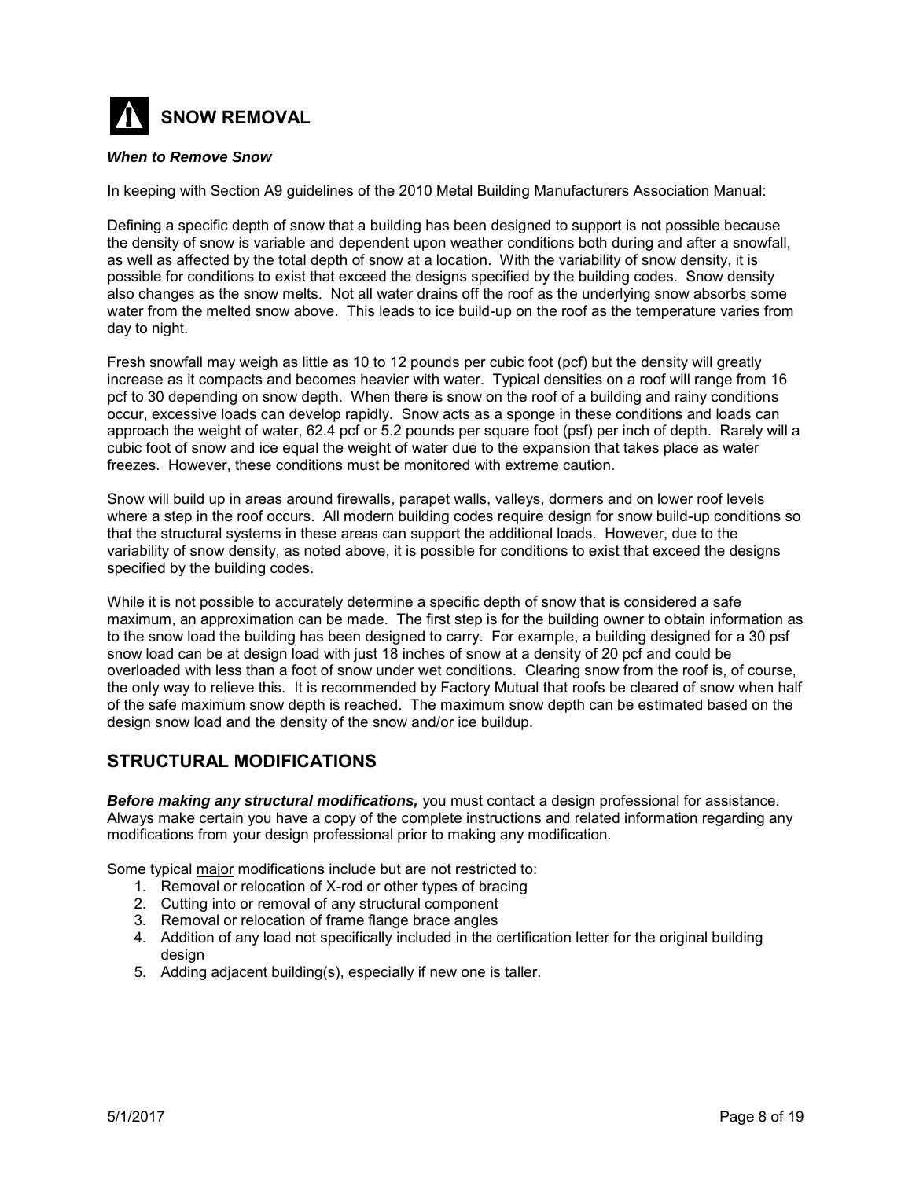# SNOW REMOVAL

***When to Remove Snow***

In keeping with Section A9 guidelines of the 2010 Metal Building Manufacturers Association Manual:

Defining a specific depth of snow that a building has been designed to support is not possible because the density of snow is variable and dependent upon weather conditions both during and after a snowfall, as well as affected by the total depth of snow at a location. With the variability of snow density, it is possible for conditions to exist that exceed the designs specified by the building codes. Snow density also changes as the snow melts. Not all water drains off the roof as the underlying snow absorbs some water from the melted snow above. This leads to ice build-up on the roof as the temperature varies from day to night.

Fresh snowfall may weigh as little as 10 to 12 pounds per cubic foot (pcf) but the density will greatly increase as it compacts and becomes heavier with water. Typical densities on a roof will range from 16 pcf to 30 depending on snow depth. When there is snow on the roof of a building and rainy conditions occur, excessive loads can develop rapidly. Snow acts as a sponge in these conditions and loads can approach the weight of water, 62.4 pcf or 5.2 pounds per square foot (psf) per inch of depth. Rarely will a cubic foot of snow and ice equal the weight of water due to the expansion that takes place as water freezes. However, these conditions must be monitored with extreme caution.

Snow will build up in areas around firewalls, parapet walls, valleys, dormers and on lower roof levels where a step in the roof occurs. All modern building codes require design for snow build-up conditions so that the structural systems in these areas can support the additional loads. However, due to the variability of snow density, as noted above, it is possible for conditions to exist that exceed the designs specified by the building codes.

While it is not possible to accurately determine a specific depth of snow that is considered a safe maximum, an approximation can be made. The first step is for the building owner to obtain information as to the snow load the building has been designed to carry. For example, a building designed for a 30 psf snow load can be at design load with just 18 inches of snow at a density of 20 pcf and could be overloaded with less than a foot of snow under wet conditions. Clearing snow from the roof is, of course, the only way to relieve this. It is recommended by Factory Mutual that roofs be cleared of snow when half of the safe maximum snow depth is reached. The maximum snow depth can be estimated based on the design snow load and the density of the snow and/or ice buildup.

## STRUCTURAL MODIFICATIONS

***Before making any structural modifications,*** you must contact a design professional for assistance. Always make certain you have a copy of the complete instructions and related information regarding any modifications from your design professional prior to making any modification.

Some typical major modifications include but are not restricted to:

1. Removal or relocation of X-rod or other types of bracing
2. Cutting into or removal of any structural component
3. Removal or relocation of frame flange brace angles
4. Addition of any load not specifically included in the certification letter for the original building design
5. Adding adjacent building(s), especially if new one is taller.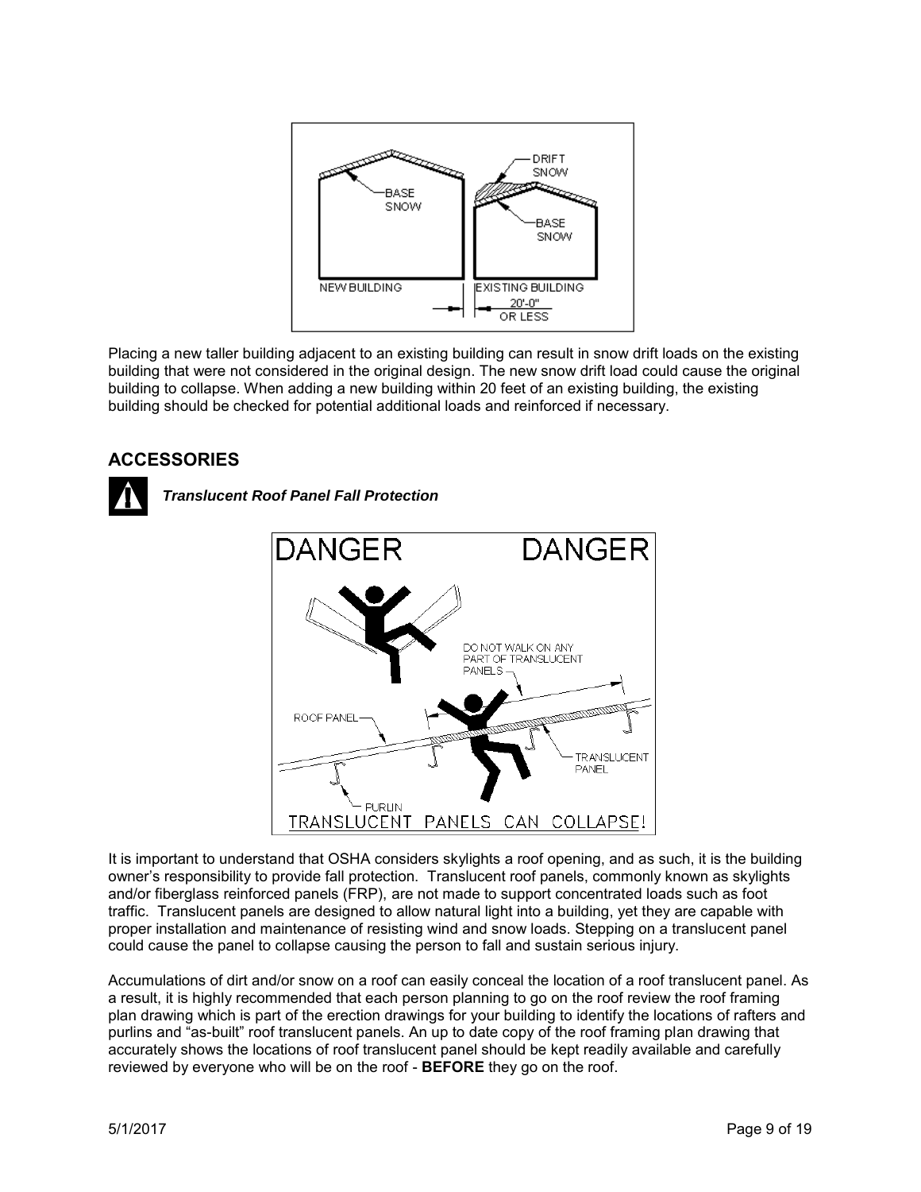Placing a new taller building adjacent to an existing building can result in snow drift loads on the existing building that were not considered in the original design. The new snow drift load could cause the original building to collapse. When adding a new building within 20 feet of an existing building, the existing building should be checked for potential additional loads and reinforced if necessary.

## ACCESSORIES

### *Translucent Roof Panel Fall Protection*

It is important to understand that OSHA considers skylights a roof opening, and as such, it is the building owner's responsibility to provide fall protection. Translucent roof panels, commonly known as skylights and/or fiberglass reinforced panels (FRP), are not made to support concentrated loads such as foot traffic. Translucent panels are designed to allow natural light into a building, yet they are capable with proper installation and maintenance of resisting wind and snow loads. Stepping on a translucent panel could cause the panel to collapse causing the person to fall and sustain serious injury.

Accumulations of dirt and/or snow on a roof can easily conceal the location of a roof translucent panel. As a result, it is highly recommended that each person planning to go on the roof review the roof framing plan drawing which is part of the erection drawings for your building to identify the locations of rafters and purlins and "as-built" roof translucent panels. An up to date copy of the roof framing plan drawing that accurately shows the locations of roof translucent panel should be kept readily available and carefully reviewed by everyone who will be on the roof - **BEFORE** they go on the roof.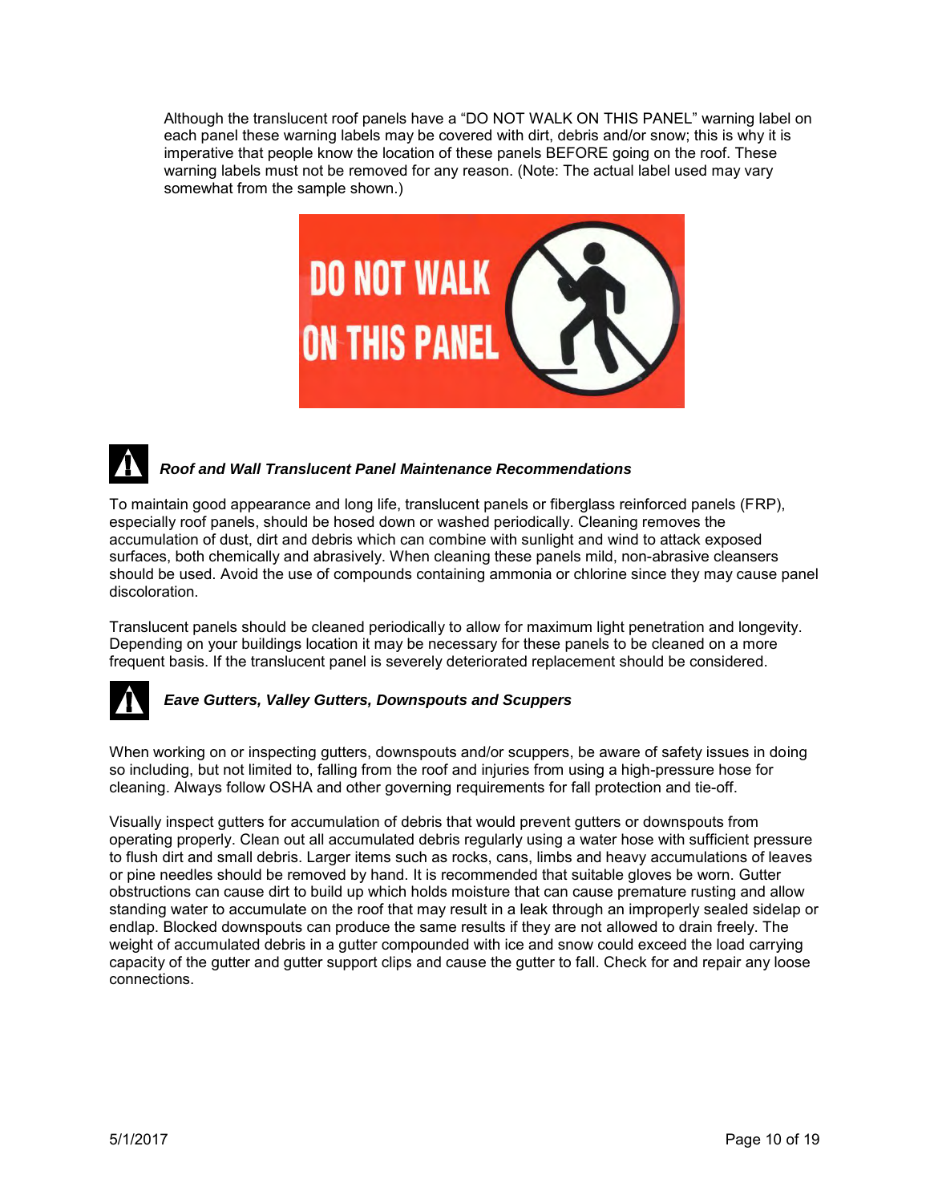Although the translucent roof panels have a “DO NOT WALK ON THIS PANEL” warning label on each panel these warning labels may be covered with dirt, debris and/or snow; this is why it is imperative that people know the location of these panels BEFORE going on the roof. These warning labels must not be removed for any reason. (Note: The actual label used may vary somewhat from the sample shown.)

DO NOT WALK ON THIS PANEL

### *Roof and Wall Translucent Panel Maintenance Recommendations*

To maintain good appearance and long life, translucent panels or fiberglass reinforced panels (FRP), especially roof panels, should be hosed down or washed periodically. Cleaning removes the accumulation of dust, dirt and debris which can combine with sunlight and wind to attack exposed surfaces, both chemically and abrasively. When cleaning these panels mild, non-abrasive cleansers should be used. Avoid the use of compounds containing ammonia or chlorine since they may cause panel discoloration.

Translucent panels should be cleaned periodically to allow for maximum light penetration and longevity. Depending on your buildings location it may be necessary for these panels to be cleaned on a more frequent basis. If the translucent panel is severely deteriorated replacement should be considered.

### *Eave Gutters, Valley Gutters, Downspouts and Scuppers*

When working on or inspecting gutters, downspouts and/or scuppers, be aware of safety issues in doing so including, but not limited to, falling from the roof and injuries from using a high-pressure hose for cleaning. Always follow OSHA and other governing requirements for fall protection and tie-off.

Visually inspect gutters for accumulation of debris that would prevent gutters or downspouts from operating properly. Clean out all accumulated debris regularly using a water hose with sufficient pressure to flush dirt and small debris. Larger items such as rocks, cans, limbs and heavy accumulations of leaves or pine needles should be removed by hand. It is recommended that suitable gloves be worn. Gutter obstructions can cause dirt to build up which holds moisture that can cause premature rusting and allow standing water to accumulate on the roof that may result in a leak through an improperly sealed sidelap or endlap. Blocked downspouts can produce the same results if they are not allowed to drain freely. The weight of accumulated debris in a gutter compounded with ice and snow could exceed the load carrying capacity of the gutter and gutter support clips and cause the gutter to fall. Check for and repair any loose connections.

5/1/2017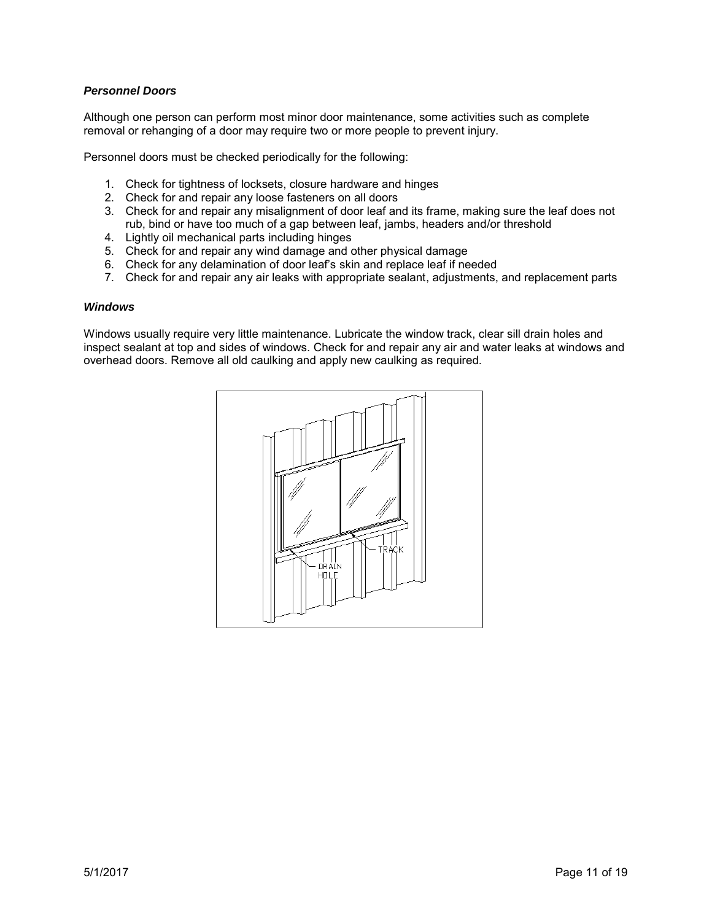### *Personnel Doors*

Although one person can perform most minor door maintenance, some activities such as complete removal or rehanging of a door may require two or more people to prevent injury.

Personnel doors must be checked periodically for the following:

1. Check for tightness of locksets, closure hardware and hinges
2. Check for and repair any loose fasteners on all doors
3. Check for and repair any misalignment of door leaf and its frame, making sure the leaf does not rub, bind or have too much of a gap between leaf, jambs, headers and/or threshold
4. Lightly oil mechanical parts including hinges
5. Check for and repair any wind damage and other physical damage
6. Check for any delamination of door leaf's skin and replace leaf if needed
7. Check for and repair any air leaks with appropriate sealant, adjustments, and replacement parts

### *Windows*

Windows usually require very little maintenance. Lubricate the window track, clear sill drain holes and inspect sealant at top and sides of windows. Check for and repair any air and water leaks at windows and overhead doors. Remove all old caulking and apply new caulking as required.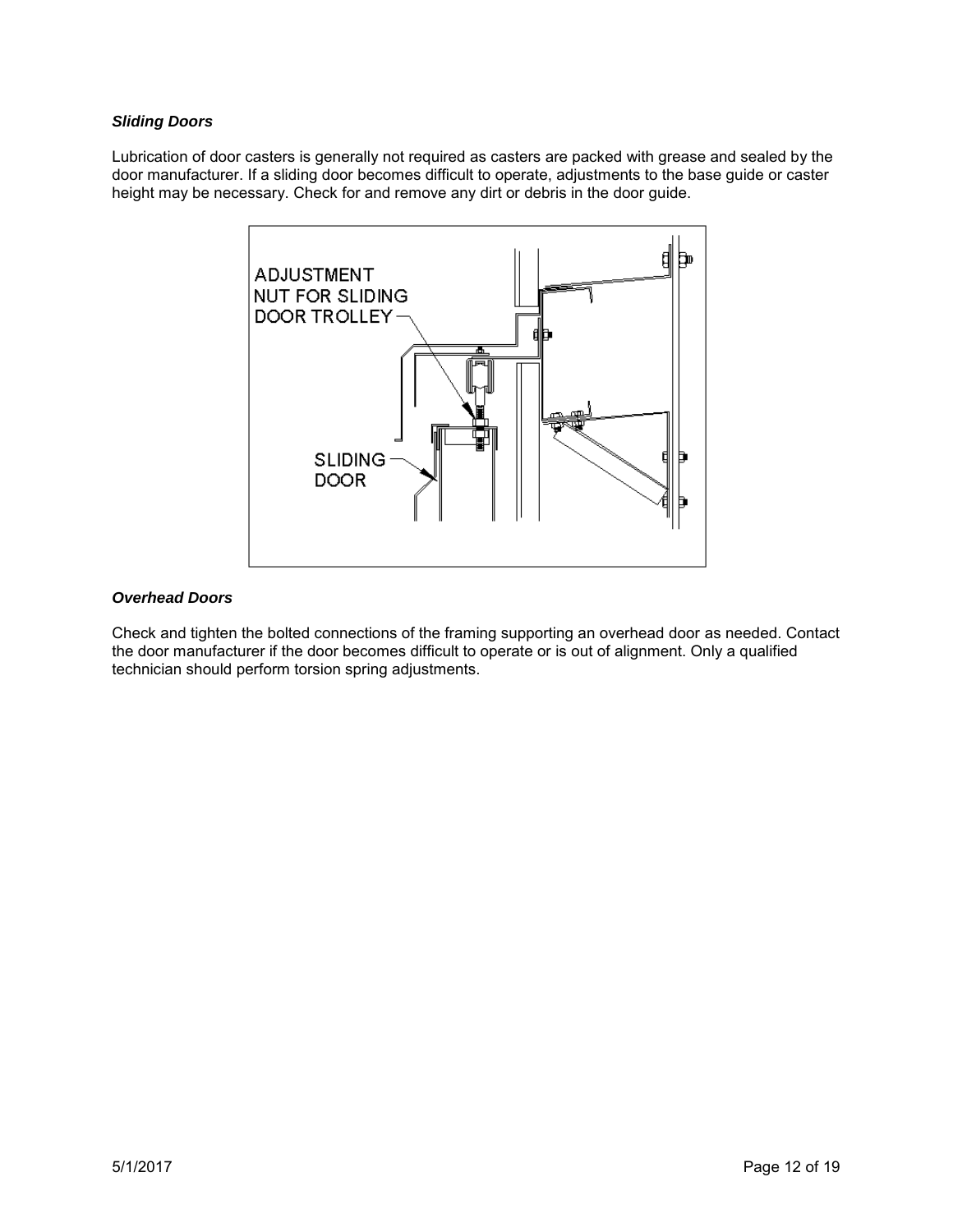### *Sliding Doors*

Lubrication of door casters is generally not required as casters are packed with grease and sealed by the door manufacturer. If a sliding door becomes difficult to operate, adjustments to the base guide or caster height may be necessary. Check for and remove any dirt or debris in the door guide.

### *Overhead Doors*

Check and tighten the bolted connections of the framing supporting an overhead door as needed. Contact the door manufacturer if the door becomes difficult to operate or is out of alignment. Only a qualified technician should perform torsion spring adjustments.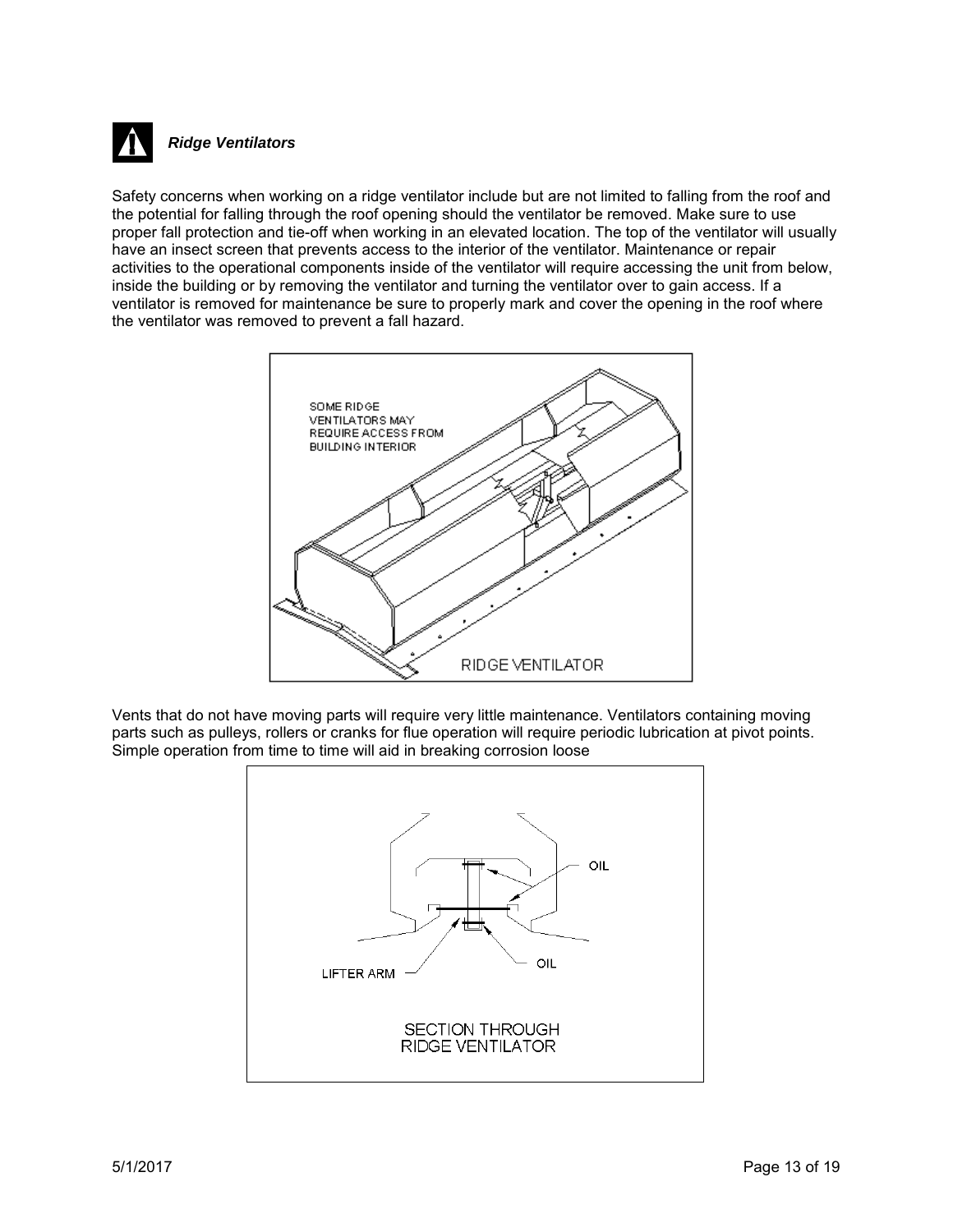### *Ridge Ventilators*

Safety concerns when working on a ridge ventilator include but are not limited to falling from the roof and the potential for falling through the roof opening should the ventilator be removed. Make sure to use proper fall protection and tie-off when working in an elevated location. The top of the ventilator will usually have an insect screen that prevents access to the interior of the ventilator. Maintenance or repair activities to the operational components inside of the ventilator will require accessing the unit from below, inside the building or by removing the ventilator and turning the ventilator over to gain access. If a ventilator is removed for maintenance be sure to properly mark and cover the opening in the roof where the ventilator was removed to prevent a fall hazard.

Vents that do not have moving parts will require very little maintenance. Ventilators containing moving parts such as pulleys, rollers or cranks for flue operation will require periodic lubrication at pivot points. Simple operation from time to time will aid in breaking corrosion loose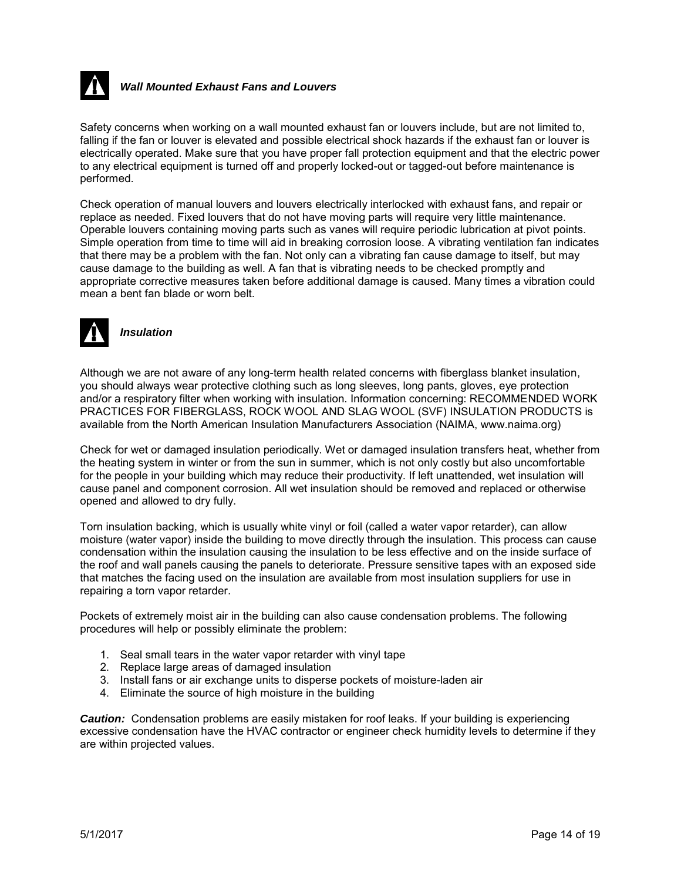### *Wall Mounted Exhaust Fans and Louvers*

Safety concerns when working on a wall mounted exhaust fan or louvers include, but are not limited to, falling if the fan or louver is elevated and possible electrical shock hazards if the exhaust fan or louver is electrically operated. Make sure that you have proper fall protection equipment and that the electric power to any electrical equipment is turned off and properly locked-out or tagged-out before maintenance is performed.

Check operation of manual louvers and louvers electrically interlocked with exhaust fans, and repair or replace as needed. Fixed louvers that do not have moving parts will require very little maintenance. Operable louvers containing moving parts such as vanes will require periodic lubrication at pivot points. Simple operation from time to time will aid in breaking corrosion loose. A vibrating ventilation fan indicates that there may be a problem with the fan. Not only can a vibrating fan cause damage to itself, but may cause damage to the building as well. A fan that is vibrating needs to be checked promptly and appropriate corrective measures taken before additional damage is caused. Many times a vibration could mean a bent fan blade or worn belt.

### *Insulation*

Although we are not aware of any long-term health related concerns with fiberglass blanket insulation, you should always wear protective clothing such as long sleeves, long pants, gloves, eye protection and/or a respiratory filter when working with insulation. Information concerning: RECOMMENDED WORK PRACTICES FOR FIBERGLASS, ROCK WOOL AND SLAG WOOL (SVF) INSULATION PRODUCTS is available from the North American Insulation Manufacturers Association (NAIMA, www.naima.org)

Check for wet or damaged insulation periodically. Wet or damaged insulation transfers heat, whether from the heating system in winter or from the sun in summer, which is not only costly but also uncomfortable for the people in your building which may reduce their productivity. If left unattended, wet insulation will cause panel and component corrosion. All wet insulation should be removed and replaced or otherwise opened and allowed to dry fully.

Torn insulation backing, which is usually white vinyl or foil (called a water vapor retarder), can allow moisture (water vapor) inside the building to move directly through the insulation. This process can cause condensation within the insulation causing the insulation to be less effective and on the inside surface of the roof and wall panels causing the panels to deteriorate. Pressure sensitive tapes with an exposed side that matches the facing used on the insulation are available from most insulation suppliers for use in repairing a torn vapor retarder.

Pockets of extremely moist air in the building can also cause condensation problems. The following procedures will help or possibly eliminate the problem:

1. Seal small tears in the water vapor retarder with vinyl tape
2. Replace large areas of damaged insulation
3. Install fans or air exchange units to disperse pockets of moisture-laden air
4. Eliminate the source of high moisture in the building

***Caution:*** Condensation problems are easily mistaken for roof leaks. If your building is experiencing excessive condensation have the HVAC contractor or engineer check humidity levels to determine if they are within projected values.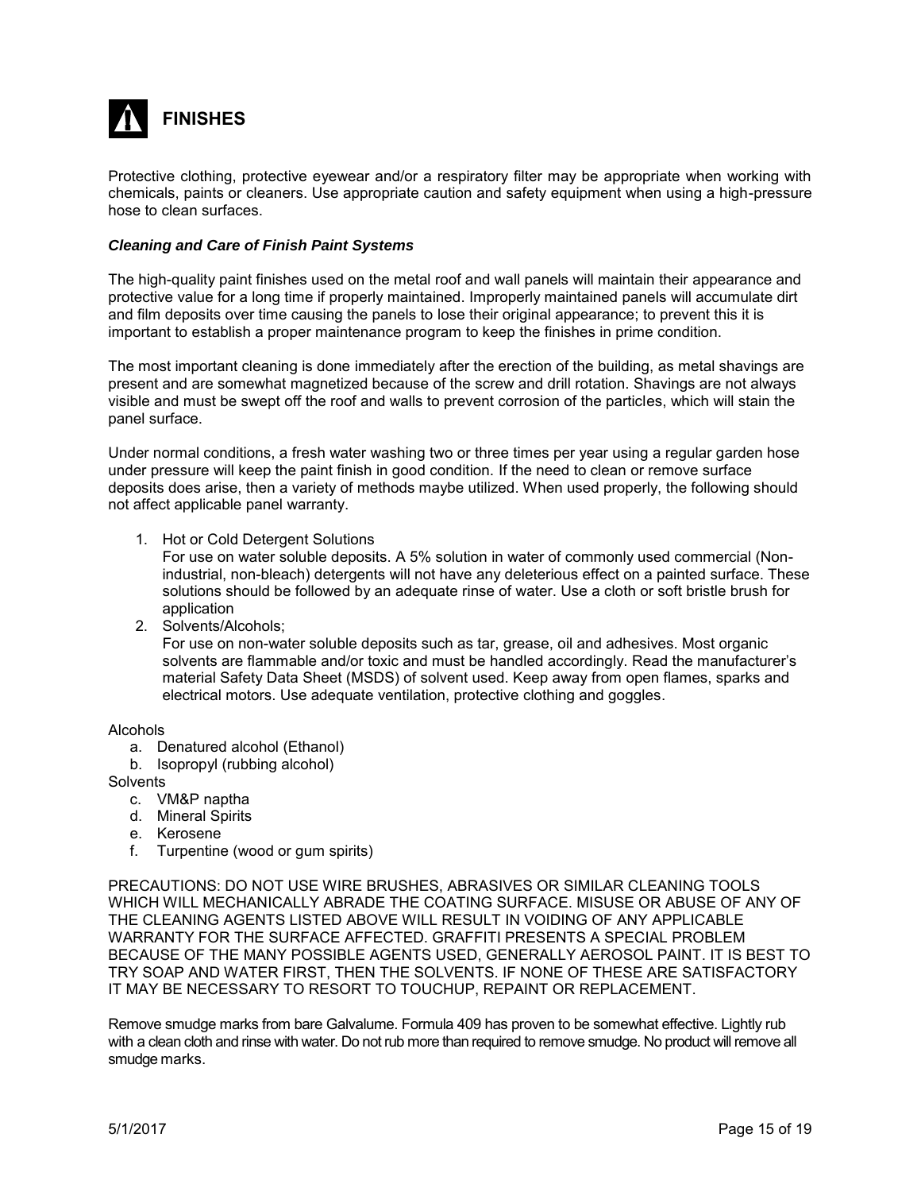# FINISHES

Protective clothing, protective eyewear and/or a respiratory filter may be appropriate when working with chemicals, paints or cleaners. Use appropriate caution and safety equipment when using a high-pressure hose to clean surfaces.

***Cleaning and Care of Finish Paint Systems***

The high-quality paint finishes used on the metal roof and wall panels will maintain their appearance and protective value for a long time if properly maintained. Improperly maintained panels will accumulate dirt and film deposits over time causing the panels to lose their original appearance; to prevent this it is important to establish a proper maintenance program to keep the finishes in prime condition.

The most important cleaning is done immediately after the erection of the building, as metal shavings are present and are somewhat magnetized because of the screw and drill rotation. Shavings are not always visible and must be swept off the roof and walls to prevent corrosion of the particles, which will stain the panel surface.

Under normal conditions, a fresh water washing two or three times per year using a regular garden hose under pressure will keep the paint finish in good condition. If the need to clean or remove surface deposits does arise, then a variety of methods maybe utilized. When used properly, the following should not affect applicable panel warranty.

1. Hot or Cold Detergent Solutions
   For use on water soluble deposits. A 5% solution in water of commonly used commercial (Non-industrial, non-bleach) detergents will not have any deleterious effect on a painted surface. These solutions should be followed by an adequate rinse of water. Use a cloth or soft bristle brush for application
2. Solvents/Alcohols;
   For use on non-water soluble deposits such as tar, grease, oil and adhesives. Most organic solvents are flammable and/or toxic and must be handled accordingly. Read the manufacturer's material Safety Data Sheet (MSDS) of solvent used. Keep away from open flames, sparks and electrical motors. Use adequate ventilation, protective clothing and goggles.

Alcohols

a. Denatured alcohol (Ethanol)
b. Isopropyl (rubbing alcohol)

Solvents

c. VM&P naptha
d. Mineral Spirits
e. Kerosene
f. Turpentine (wood or gum spirits)

PRECAUTIONS: DO NOT USE WIRE BRUSHES, ABRASIVES OR SIMILAR CLEANING TOOLS WHICH WILL MECHANICALLY ABRADE THE COATING SURFACE. MISUSE OR ABUSE OF ANY OF THE CLEANING AGENTS LISTED ABOVE WILL RESULT IN VOIDING OF ANY APPLICABLE WARRANTY FOR THE SURFACE AFFECTED. GRAFFITI PRESENTS A SPECIAL PROBLEM BECAUSE OF THE MANY POSSIBLE AGENTS USED, GENERALLY AEROSOL PAINT. IT IS BEST TO TRY SOAP AND WATER FIRST, THEN THE SOLVENTS. IF NONE OF THESE ARE SATISFACTORY IT MAY BE NECESSARY TO RESORT TO TOUCHUP, REPAINT OR REPLACEMENT.

Remove smudge marks from bare Galvalume. Formula 409 has proven to be somewhat effective. Lightly rub with a clean cloth and rinse with water. Do not rub more than required to remove smudge. No product will remove all smudge marks.

5/1/2017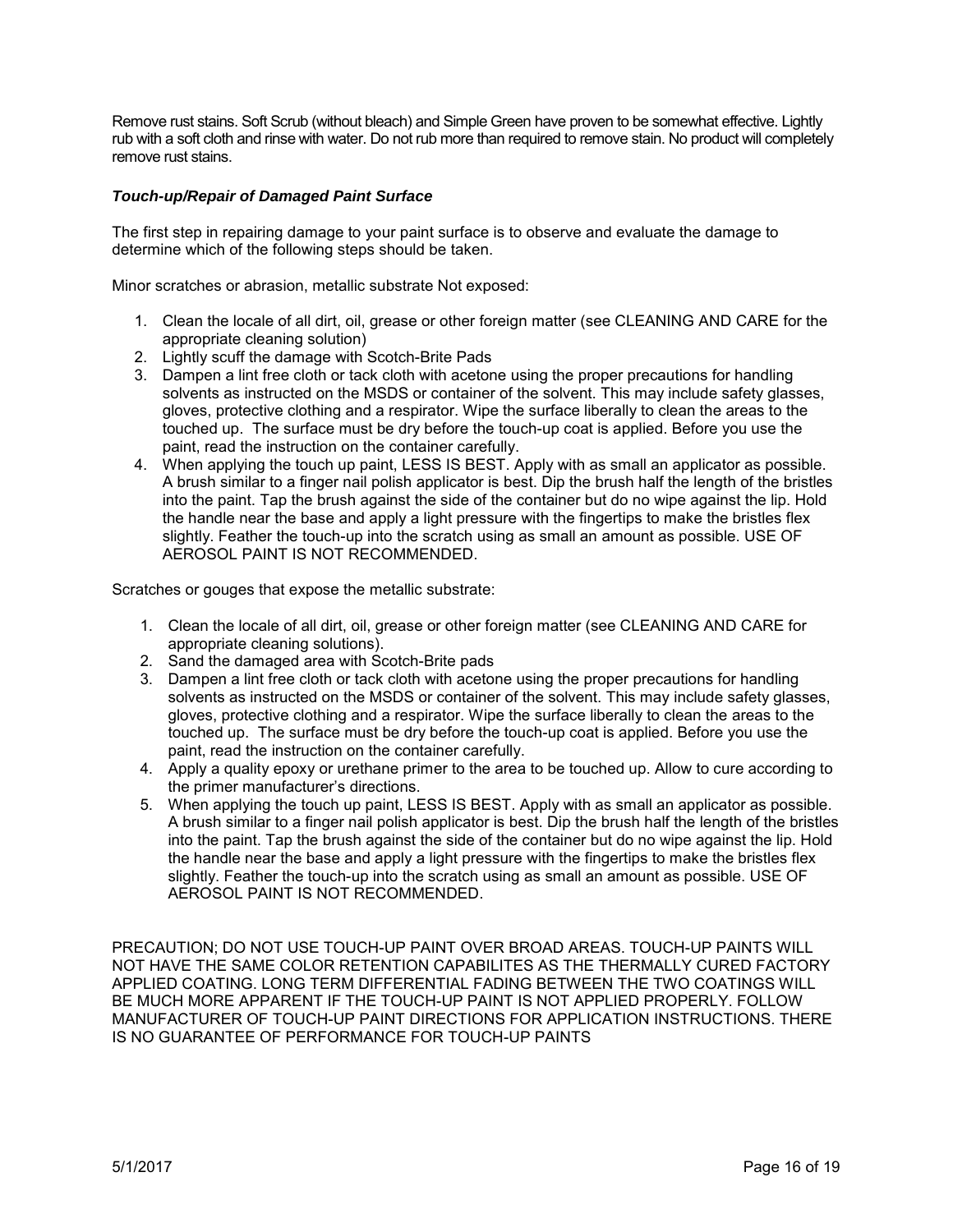Remove rust stains. Soft Scrub (without bleach) and Simple Green have proven to be somewhat effective. Lightly rub with a soft cloth and rinse with water. Do not rub more than required to remove stain. No product will completely remove rust stains.

### ***Touch-up/Repair of Damaged Paint Surface***

The first step in repairing damage to your paint surface is to observe and evaluate the damage to determine which of the following steps should be taken.

Minor scratches or abrasion, metallic substrate Not exposed:

1. Clean the locale of all dirt, oil, grease or other foreign matter (see CLEANING AND CARE for the appropriate cleaning solution)
2. Lightly scuff the damage with Scotch-Brite Pads
3. Dampen a lint free cloth or tack cloth with acetone using the proper precautions for handling solvents as instructed on the MSDS or container of the solvent. This may include safety glasses, gloves, protective clothing and a respirator. Wipe the surface liberally to clean the areas to the touched up. The surface must be dry before the touch-up coat is applied. Before you use the paint, read the instruction on the container carefully.
4. When applying the touch up paint, LESS IS BEST. Apply with as small an applicator as possible. A brush similar to a finger nail polish applicator is best. Dip the brush half the length of the bristles into the paint. Tap the brush against the side of the container but do no wipe against the lip. Hold the handle near the base and apply a light pressure with the fingertips to make the bristles flex slightly. Feather the touch-up into the scratch using as small an amount as possible. USE OF AEROSOL PAINT IS NOT RECOMMENDED.

Scratches or gouges that expose the metallic substrate:

1. Clean the locale of all dirt, oil, grease or other foreign matter (see CLEANING AND CARE for appropriate cleaning solutions).
2. Sand the damaged area with Scotch-Brite pads
3. Dampen a lint free cloth or tack cloth with acetone using the proper precautions for handling solvents as instructed on the MSDS or container of the solvent. This may include safety glasses, gloves, protective clothing and a respirator. Wipe the surface liberally to clean the areas to the touched up. The surface must be dry before the touch-up coat is applied. Before you use the paint, read the instruction on the container carefully.
4. Apply a quality epoxy or urethane primer to the area to be touched up. Allow to cure according to the primer manufacturer's directions.
5. When applying the touch up paint, LESS IS BEST. Apply with as small an applicator as possible. A brush similar to a finger nail polish applicator is best. Dip the brush half the length of the bristles into the paint. Tap the brush against the side of the container but do no wipe against the lip. Hold the handle near the base and apply a light pressure with the fingertips to make the bristles flex slightly. Feather the touch-up into the scratch using as small an amount as possible. USE OF AEROSOL PAINT IS NOT RECOMMENDED.

PRECAUTION; DO NOT USE TOUCH-UP PAINT OVER BROAD AREAS. TOUCH-UP PAINTS WILL NOT HAVE THE SAME COLOR RETENTION CAPABILITES AS THE THERMALLY CURED FACTORY APPLIED COATING. LONG TERM DIFFERENTIAL FADING BETWEEN THE TWO COATINGS WILL BE MUCH MORE APPARENT IF THE TOUCH-UP PAINT IS NOT APPLIED PROPERLY. FOLLOW MANUFACTURER OF TOUCH-UP PAINT DIRECTIONS FOR APPLICATION INSTRUCTIONS. THERE IS NO GUARANTEE OF PERFORMANCE FOR TOUCH-UP PAINTS

5/1/2017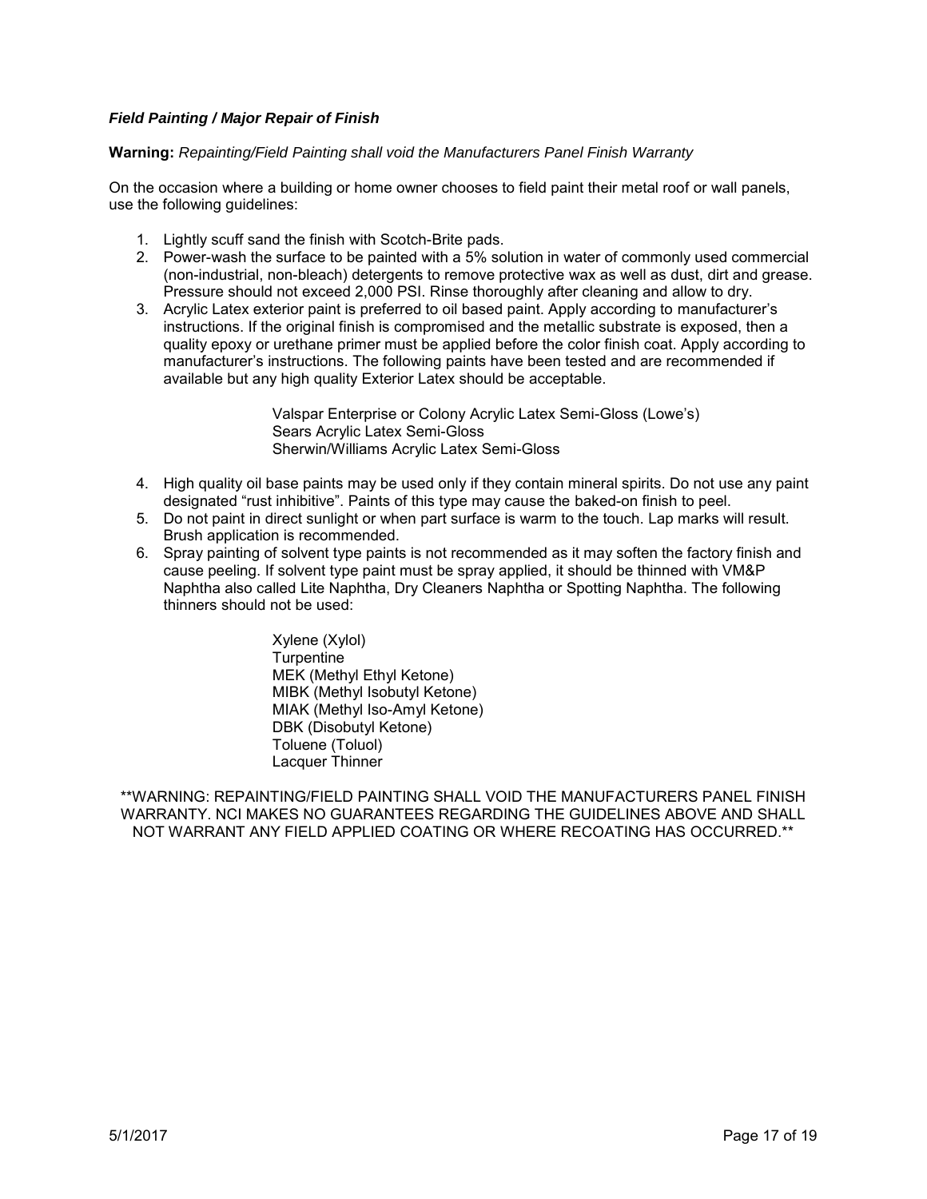### *Field Painting / Major Repair of Finish*

**Warning:** *Repainting/Field Painting shall void the Manufacturers Panel Finish Warranty*

On the occasion where a building or home owner chooses to field paint their metal roof or wall panels, use the following guidelines:

1. Lightly scuff sand the finish with Scotch-Brite pads.
2. Power-wash the surface to be painted with a 5% solution in water of commonly used commercial (non-industrial, non-bleach) detergents to remove protective wax as well as dust, dirt and grease. Pressure should not exceed 2,000 PSI. Rinse thoroughly after cleaning and allow to dry.
3. Acrylic Latex exterior paint is preferred to oil based paint. Apply according to manufacturer's instructions. If the original finish is compromised and the metallic substrate is exposed, then a quality epoxy or urethane primer must be applied before the color finish coat. Apply according to manufacturer's instructions. The following paints have been tested and are recommended if available but any high quality Exterior Latex should be acceptable.

   Valspar Enterprise or Colony Acrylic Latex Semi-Gloss (Lowe's)
   Sears Acrylic Latex Semi-Gloss
   Sherwin/Williams Acrylic Latex Semi-Gloss

4. High quality oil base paints may be used only if they contain mineral spirits. Do not use any paint designated "rust inhibitive". Paints of this type may cause the baked-on finish to peel.
5. Do not paint in direct sunlight or when part surface is warm to the touch. Lap marks will result. Brush application is recommended.
6. Spray painting of solvent type paints is not recommended as it may soften the factory finish and cause peeling. If solvent type paint must be spray applied, it should be thinned with VM&P Naphtha also called Lite Naphtha, Dry Cleaners Naphtha or Spotting Naphtha. The following thinners should not be used:

   Xylene (Xylol)
   Turpentine
   MEK (Methyl Ethyl Ketone)
   MIBK (Methyl Isobutyl Ketone)
   MIAK (Methyl Iso-Amyl Ketone)
   DBK (Disobutyl Ketone)
   Toluene (Toluol)
   Lacquer Thinner

**WARNING: REPAINTING/FIELD PAINTING SHALL VOID THE MANUFACTURERS PANEL FINISH WARRANTY. NCI MAKES NO GUARANTEES REGARDING THE GUIDELINES ABOVE AND SHALL NOT WARRANT ANY FIELD APPLIED COATING OR WHERE RECOATING HAS OCCURRED.**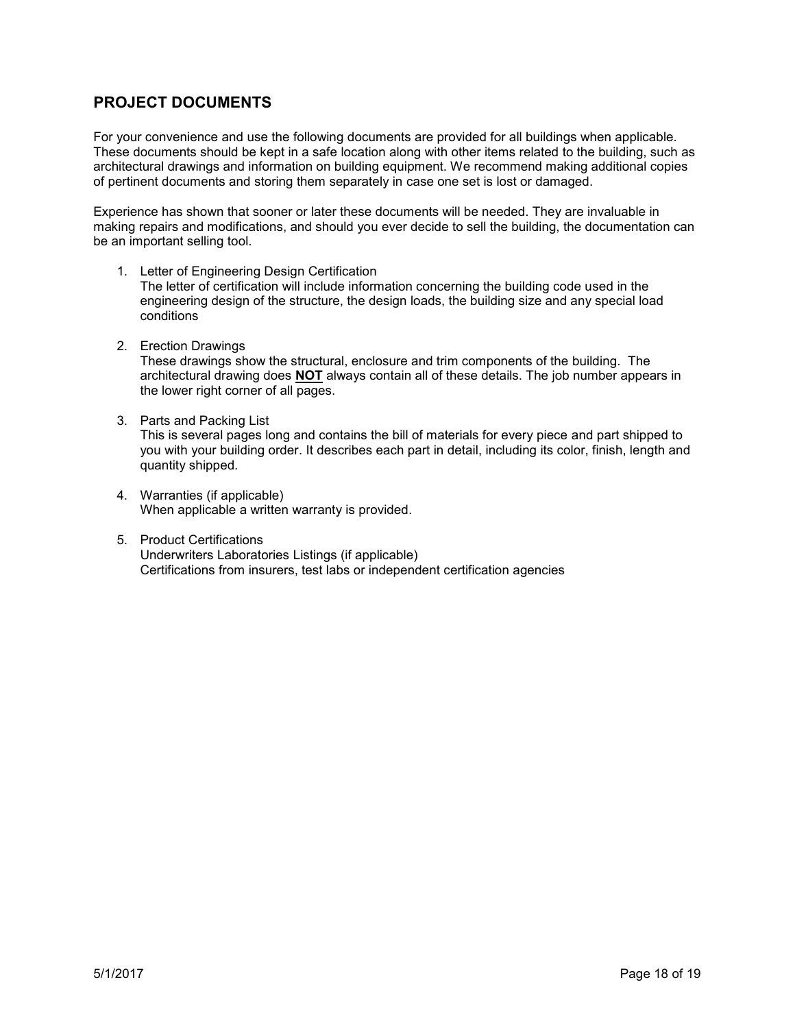## PROJECT DOCUMENTS

For your convenience and use the following documents are provided for all buildings when applicable. These documents should be kept in a safe location along with other items related to the building, such as architectural drawings and information on building equipment. We recommend making additional copies of pertinent documents and storing them separately in case one set is lost or damaged.

Experience has shown that sooner or later these documents will be needed. They are invaluable in making repairs and modifications, and should you ever decide to sell the building, the documentation can be an important selling tool.

1. Letter of Engineering Design Certification
   The letter of certification will include information concerning the building code used in the engineering design of the structure, the design loads, the building size and any special load conditions

2. Erection Drawings
   These drawings show the structural, enclosure and trim components of the building. The architectural drawing does **NOT** always contain all of these details. The job number appears in the lower right corner of all pages.

3. Parts and Packing List
   This is several pages long and contains the bill of materials for every piece and part shipped to you with your building order. It describes each part in detail, including its color, finish, length and quantity shipped.

4. Warranties (if applicable)
   When applicable a written warranty is provided.

5. Product Certifications
   Underwriters Laboratories Listings (if applicable)
   Certifications from insurers, test labs or independent certification agencies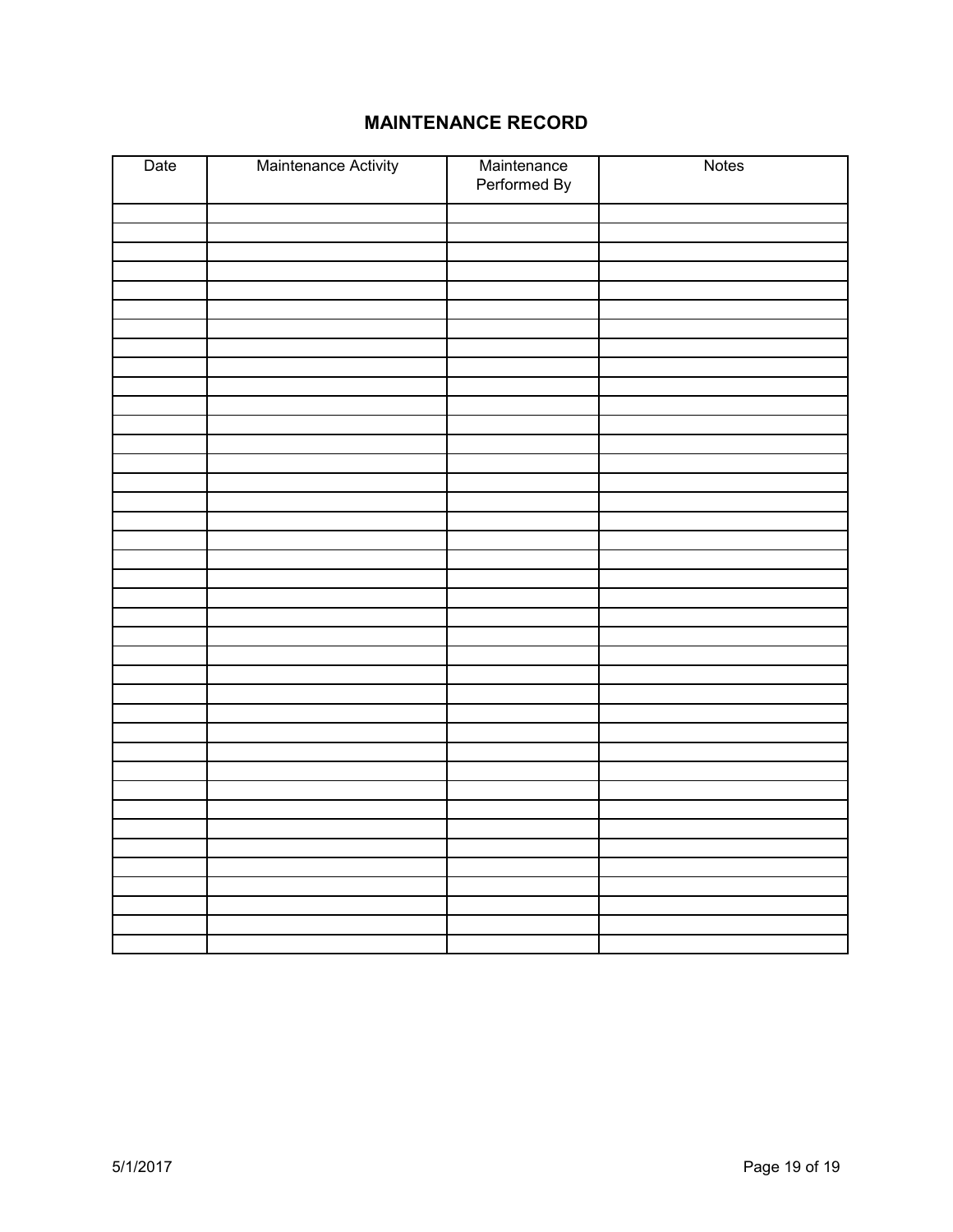## MAINTENANCE RECORD

| Date | Maintenance Activity | Maintenance Performed By | Notes |
|---|---|---|---|
| | | | |
| | | | |
| | | | |
| | | | |
| | | | |
| | | | |
| | | | |
| | | | |
| | | | |
| | | | |
| | | | |
| | | | |
| | | | |
| | | | |
| | | | |
| | | | |
| | | | |
| | | | |
| | | | |
| | | | |
| | | | |
| | | | |
| | | | |
| | | | |
| | | | |
| | | | |
| | | | |
| | | | |
| | | | |
| | | | |
| | | | |
| | | | |
| | | | |
| | | | |
| | | | |
| | | | |
| | | | |
| | | | |
| | | | |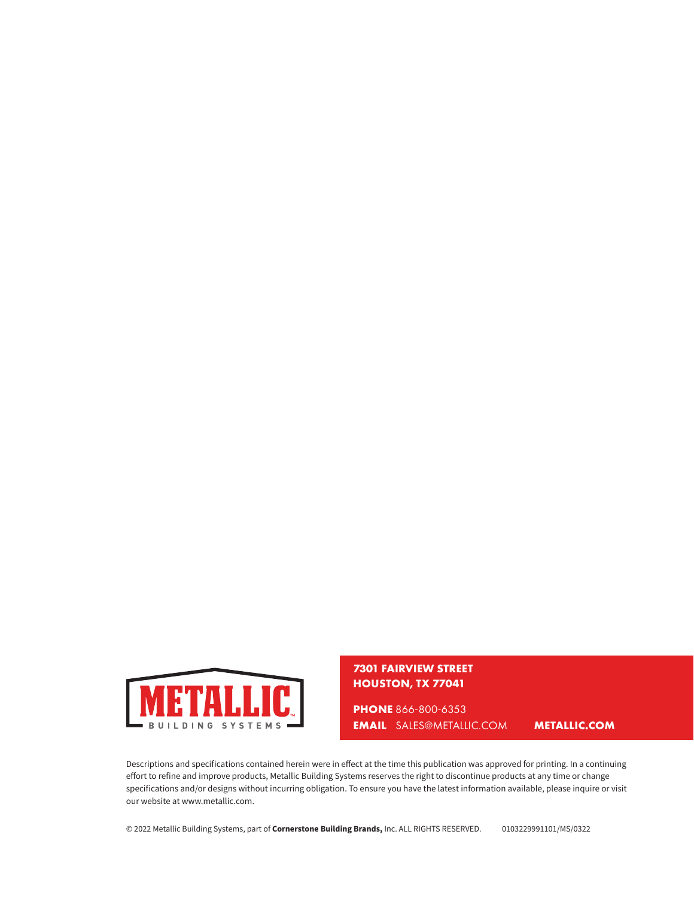METALLIC
BUILDING SYSTEMS

**7301 FAIRVIEW STREET**
**HOUSTON, TX 77041**

**PHONE** 866-800-6353
**EMAIL** SALES@METALLIC.COM **METALLIC.COM**

Descriptions and specifications contained herein were in effect at the time this publication was approved for printing. In a continuing effort to refine and improve products, Metallic Building Systems reserves the right to discontinue products at any time or change specifications and/or designs without incurring obligation. To ensure you have the latest information available, please inquire or visit our website at www.metallic.com.

© 2022 Metallic Building Systems, part of **Cornerstone Building Brands,** Inc. ALL RIGHTS RESERVED. 0103229991101/MS/0322